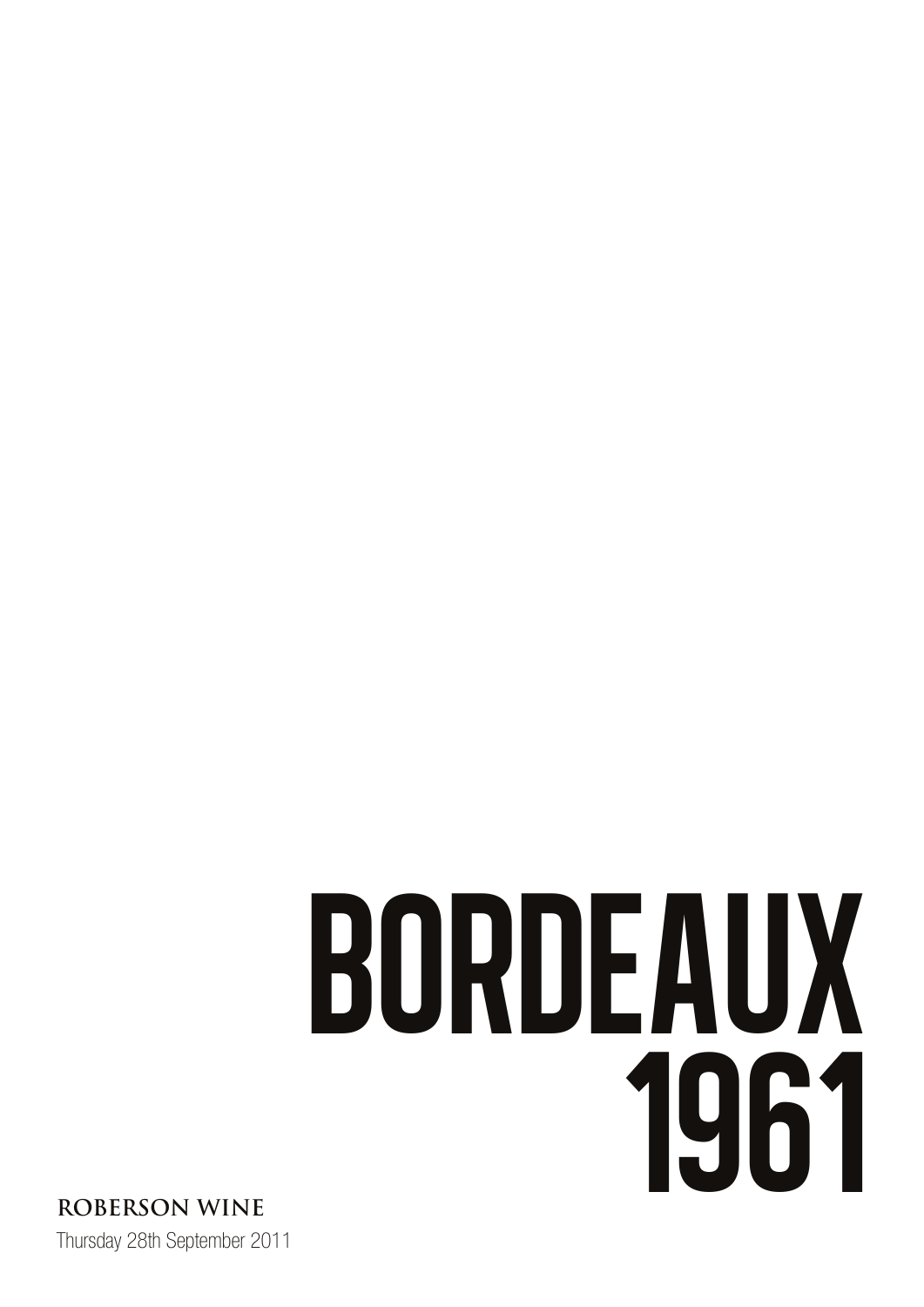# BORDEAUX 1961

**ROBERSON WINE**

Thursday 28th September 2011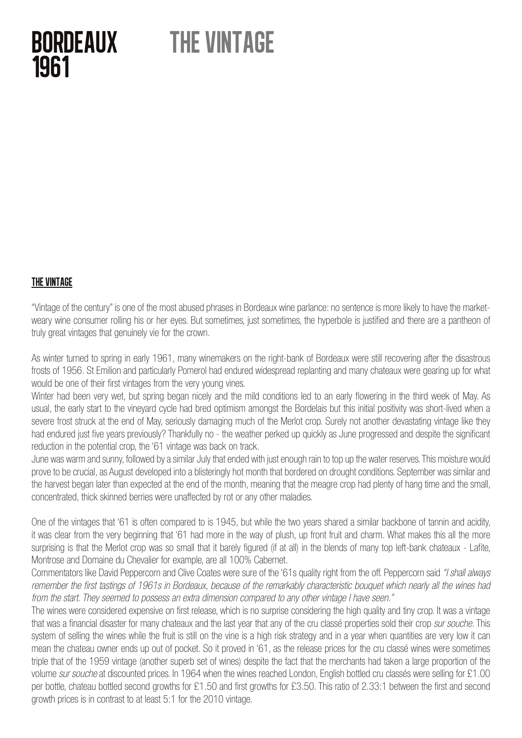# BORDEAUX 1961

# THE VINTAGE

## THE VINTAGE

"Vintage of the century" is one of the most abused phrases in Bordeaux wine parlance: no sentence is more likely to have the market-weary wine consumer rolling his or her eyes. But sometimes, just sometimes, the hyperbole is justified and there are a pantheon of truly great vintages that genuinely vie for the crown.

As winter turned to spring in early 1961, many winemakers on the right-bank of Bordeaux were still recovering after the disastrous frosts of 1956. St Emilion and particularly Pomerol had endured widespread replanting and many chateaux were gearing up for what would be one of their first vintages from the very young vines.

Winter had been very wet, but spring began nicely and the mild conditions led to an early flowering in the third week of May. As usual, the early start to the vineyard cycle had bred optimism amongst the Bordelais but this initial positivity was short-lived when a severe frost struck at the end of May, seriously damaging much of the Merlot crop. Surely not another devastating vintage like they had endured just five years previously? Thankfully no - the weather perked up quickly as June progressed and despite the significant reduction in the potential crop, the '61 vintage was back on track.

June was warm and sunny, followed by a similar July that ended with just enough rain to top up the water reserves. This moisture would prove to be crucial, as August developed into a blisteringly hot month that bordered on drought conditions. September was similar and the harvest began later than expected at the end of the month, meaning that the meagre crop had plenty of hang time and the small, concentrated, thick skinned berries were unaffected by rot or any other maladies.

One of the vintages that '61 is often compared to is 1945, but while the two years shared a similar backbone of tannin and acidity, it was clear from the very beginning that '61 had more in the way of plush, up front fruit and charm. What makes this all the more surprising is that the Merlot crop was so small that it barely figured (if at all) in the blends of many top left-bank chateaux - Lafite, Montrose and Domaine du Chevalier for example, are all 100% Cabernet.

Commentators like David Peppercorn and Clive Coates were sure of the '61s quality right from the off. Peppercorn said *"I shall always remember the first tastings of 1961s in Bordeaux, because of the remarkably characteristic bouquet which nearly all the wines had from the start. They seemed to possess an extra dimension compared to any other vintage I have seen."*

The wines were considered expensive on first release, which is no surprise considering the high quality and tiny crop. It was a vintage that was a financial disaster for many chateaux and the last year that any of the cru classé properties sold their crop *sur souche*. This system of selling the wines while the fruit is still on the vine is a high risk strategy and in a year when quantities are very low it can mean the chateau owner ends up out of pocket. So it proved in '61, as the release prices for the cru classé wines were sometimes triple that of the 1959 vintage (another superb set of wines) despite the fact that the merchants had taken a large proportion of the volume *sur souche* at discounted prices. In 1964 when the wines reached London, English bottled cru classés were selling for £1.00 per bottle, chateau bottled second growths for £1.50 and first growths for £3.50. This ratio of 2.33:1 between the first and second growth prices is in contrast to at least 5:1 for the 2010 vintage.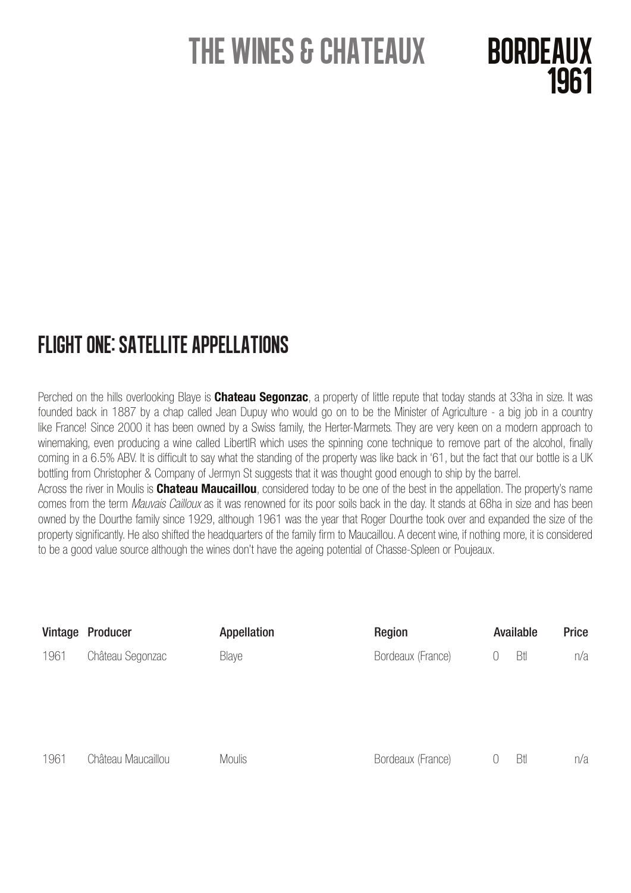# THE WINES & CHATEAUX

# BORDEAUX 1961

## FLIGHT ONE: SATELLITE APPELLATIONS

Perched on the hills overlooking Blaye is **Chateau Segonzac**, a property of little repute that today stands at 33ha in size. It was founded back in 1887 by a chap called Jean Dupuy who would go on to be the Minister of Agriculture - a big job in a country like France! Since 2000 it has been owned by a Swiss family, the Herter-Marmets. They are very keen on a modern approach to winemaking, even producing a wine called LibertIR which uses the spinning cone technique to remove part of the alcohol, finally coming in a 6.5% ABV. It is difficult to say what the standing of the property was like back in '61, but the fact that our bottle is a UK bottling from Christopher & Company of Jermyn St suggests that it was thought good enough to ship by the barrel.

Across the river in Moulis is **Chateau Maucaillou**, considered today to be one of the best in the appellation. The property's name comes from the term *Mauvais Cailloux* as it was renowned for its poor soils back in the day. It stands at 68ha in size and has been owned by the Dourthe family since 1929, although 1961 was the year that Roger Dourthe took over and expanded the size of the property significantly. He also shifted the headquarters of the family firm to Maucaillou. A decent wine, if nothing more, it is considered to be a good value source although the wines don't have the ageing potential of Chasse-Spleen or Poujeaux.

| Vintage | Producer | Appellation | Region | Available | | Price |
|---|---|---|---|---|---|---|
| 1961 | Château Segonzac | Blaye | Bordeaux (France) | 0 | Btl | n/a |
| 1961 | Château Maucaillou | Moulis | Bordeaux (France) | 0 | Btl | n/a |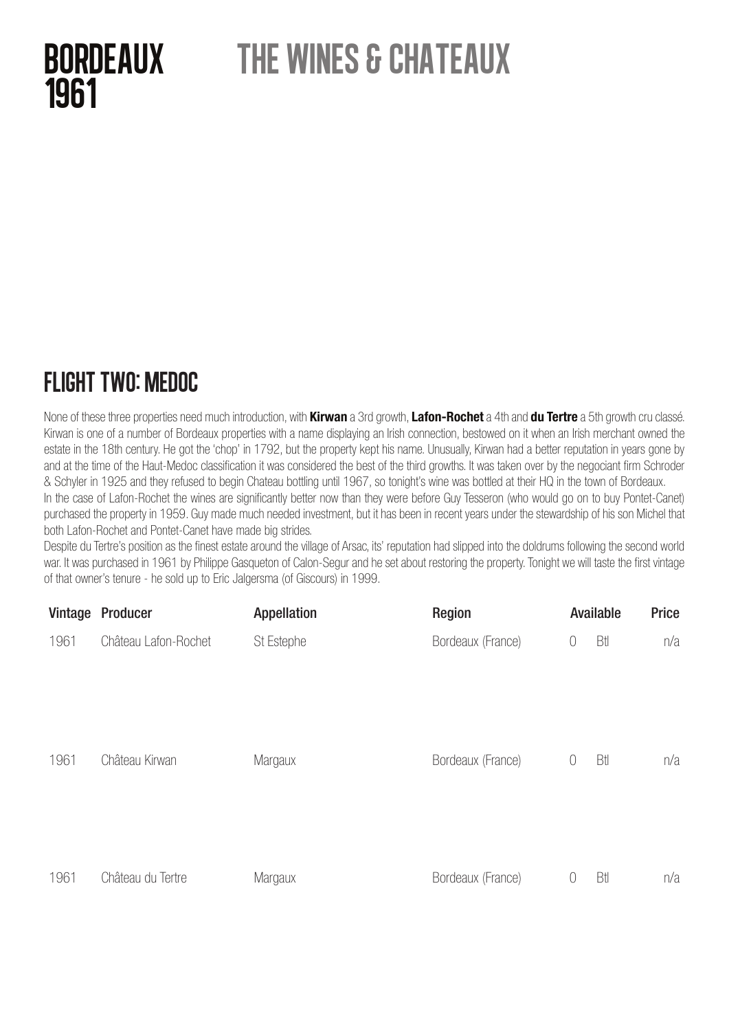# BORDEAUX 1961

# THE WINES & CHATEAUX

## FLIGHT TWO: MEDOC

None of these three properties need much introduction, with **Kirwan** a 3rd growth, **Lafon-Rochet** a 4th and **du Tertre** a 5th growth cru classé. Kirwan is one of a number of Bordeaux properties with a name displaying an Irish connection, bestowed on it when an Irish merchant owned the estate in the 18th century. He got the 'chop' in 1792, but the property kept his name. Unusually, Kirwan had a better reputation in years gone by and at the time of the Haut-Medoc classification it was considered the best of the third growths. It was taken over by the negociant firm Schroder & Schyler in 1925 and they refused to begin Chateau bottling until 1967, so tonight's wine was bottled at their HQ in the town of Bordeaux.
In the case of Lafon-Rochet the wines are significantly better now than they were before Guy Tesseron (who would go on to buy Pontet-Canet) purchased the property in 1959. Guy made much needed investment, but it has been in recent years under the stewardship of his son Michel that both Lafon-Rochet and Pontet-Canet have made big strides.
Despite du Tertre's position as the finest estate around the village of Arsac, its' reputation had slipped into the doldrums following the second world war. It was purchased in 1961 by Philippe Gasqueton of Calon-Segur and he set about restoring the property. Tonight we will taste the first vintage of that owner's tenure - he sold up to Eric Jalgersma (of Giscours) in 1999.

| Vintage | Producer | Appellation | Region | Available | | Price |
|---|---|---|---|---|---|---|
| 1961 | Château Lafon-Rochet | St Estephe | Bordeaux (France) | 0 | Btl | n/a |
| 1961 | Château Kirwan | Margaux | Bordeaux (France) | 0 | Btl | n/a |
| 1961 | Château du Tertre | Margaux | Bordeaux (France) | 0 | Btl | n/a |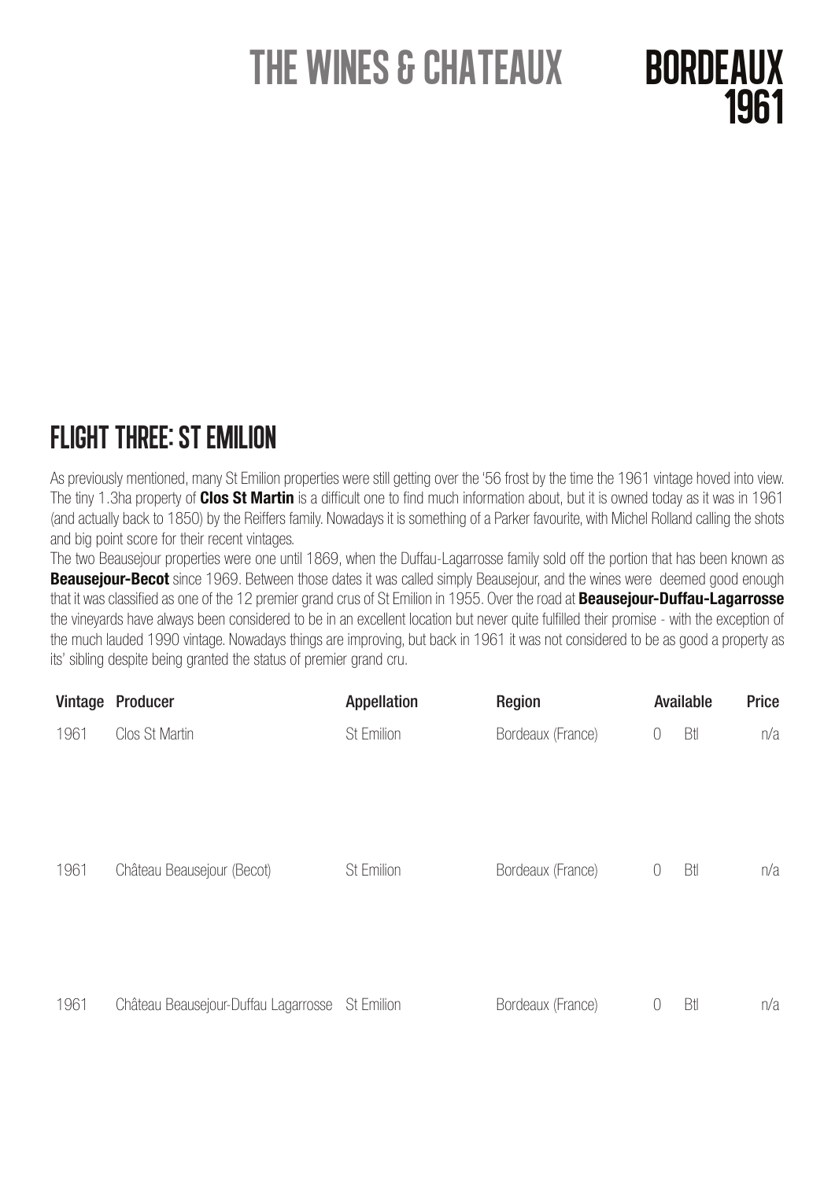# THE WINES & CHATEAUX

# BORDEAUX 1961

## FLIGHT THREE: ST EMILION

As previously mentioned, many St Emilion properties were still getting over the '56 frost by the time the 1961 vintage hoved into view. The tiny 1.3ha property of **Clos St Martin** is a difficult one to find much information about, but it is owned today as it was in 1961 (and actually back to 1850) by the Reiffers family. Nowadays it is something of a Parker favourite, with Michel Rolland calling the shots and big point score for their recent vintages.

The two Beausejour properties were one until 1869, when the Duffau-Lagarrosse family sold off the portion that has been known as **Beausejour-Becot** since 1969. Between those dates it was called simply Beausejour, and the wines were deemed good enough that it was classified as one of the 12 premier grand crus of St Emilion in 1955. Over the road at **Beausejour-Duffau-Lagarrosse** the vineyards have always been considered to be in an excellent location but never quite fulfilled their promise - with the exception of the much lauded 1990 vintage. Nowadays things are improving, but back in 1961 it was not considered to be as good a property as its' sibling despite being granted the status of premier grand cru.

| Vintage | Producer | Appellation | Region | Available | | Price |
|---|---|---|---|---|---|---|
| 1961 | Clos St Martin | St Emilion | Bordeaux (France) | 0 | Btl | n/a |
| 1961 | Château Beausejour (Becot) | St Emilion | Bordeaux (France) | 0 | Btl | n/a |
| 1961 | Château Beausejour-Duffau Lagarrosse | St Emilion | Bordeaux (France) | 0 | Btl | n/a |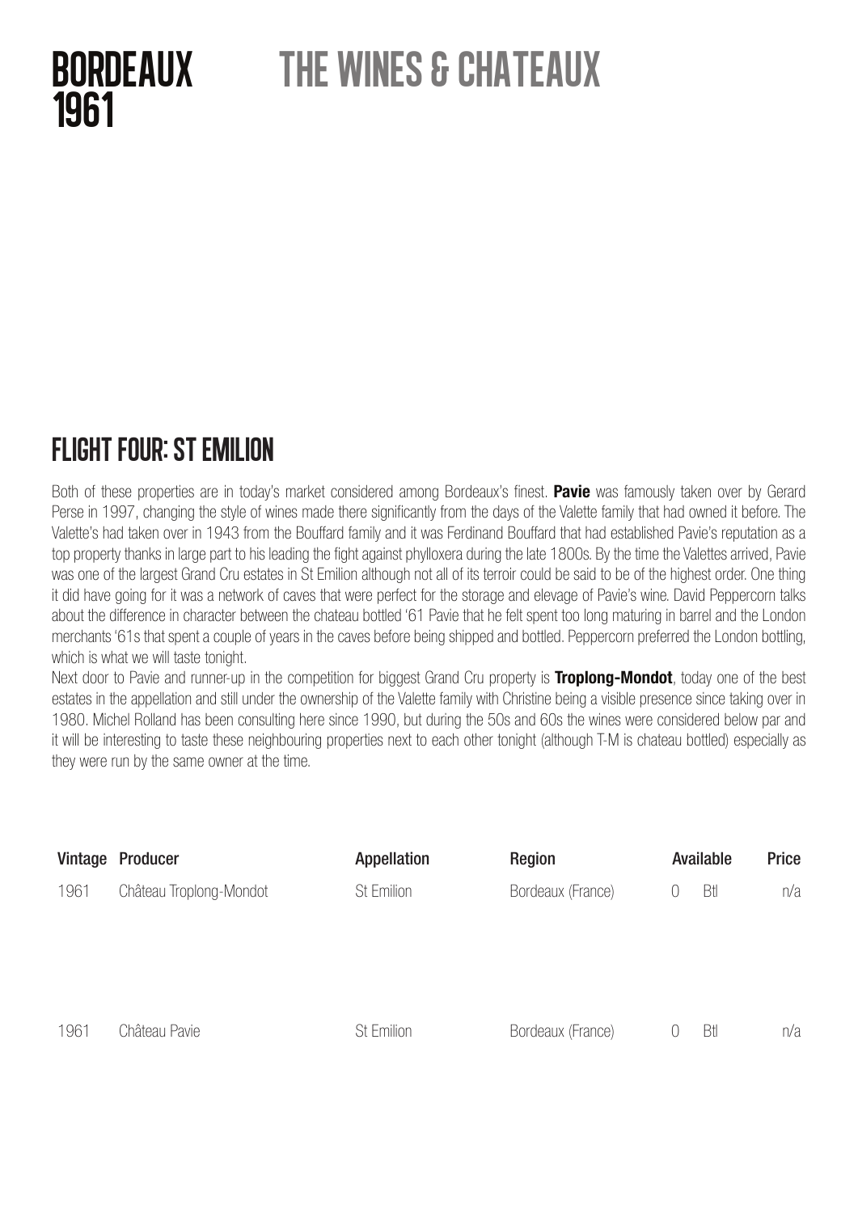# BORDEAUX 1961

# THE WINES & CHATEAUX

## FLIGHT FOUR: ST EMILION

Both of these properties are in today's market considered among Bordeaux's finest. **Pavie** was famously taken over by Gerard Perse in 1997, changing the style of wines made there significantly from the days of the Valette family that had owned it before. The Valette's had taken over in 1943 from the Bouffard family and it was Ferdinand Bouffard that had established Pavie's reputation as a top property thanks in large part to his leading the fight against phylloxera during the late 1800s. By the time the Valettes arrived, Pavie was one of the largest Grand Cru estates in St Emilion although not all of its terroir could be said to be of the highest order. One thing it did have going for it was a network of caves that were perfect for the storage and elevage of Pavie's wine. David Peppercorn talks about the difference in character between the chateau bottled '61 Pavie that he felt spent too long maturing in barrel and the London merchants '61s that spent a couple of years in the caves before being shipped and bottled. Peppercorn preferred the London bottling, which is what we will taste tonight.

Next door to Pavie and runner-up in the competition for biggest Grand Cru property is **Troplong-Mondot**, today one of the best estates in the appellation and still under the ownership of the Valette family with Christine being a visible presence since taking over in 1980. Michel Rolland has been consulting here since 1990, but during the 50s and 60s the wines were considered below par and it will be interesting to taste these neighbouring properties next to each other tonight (although T-M is chateau bottled) especially as they were run by the same owner at the time.

| Vintage | Producer | Appellation | Region | Available | | Price |
|---|---|---|---|---|---|---|
| 1961 | Château Troplong-Mondot | St Emilion | Bordeaux (France) | 0 | Btl | n/a |
| 1961 | Château Pavie | St Emilion | Bordeaux (France) | 0 | Btl | n/a |